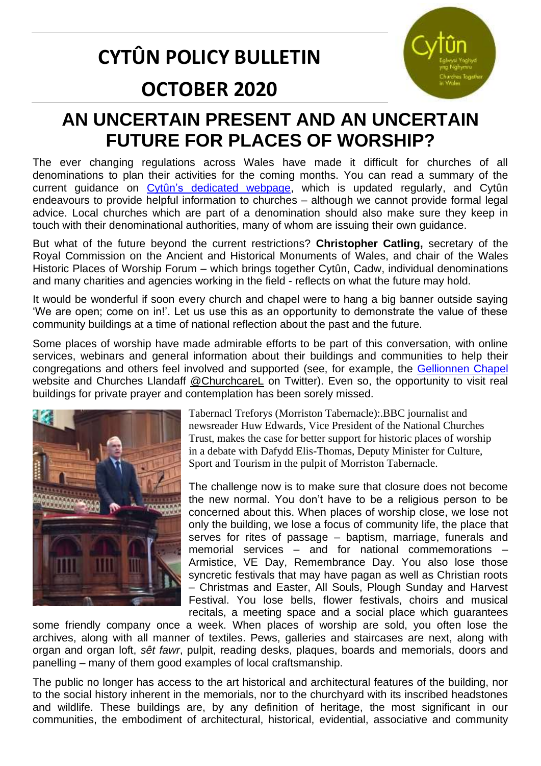# CYTÛN POLICY BULLETIN

# OCTOBER 2020

## AN UNCERTAIN PRESENT AND AN UNCERTAIN FUTURE FOR PLACES OF WORSHIP?

The ever changing regulations across Wales have made it difficult for churches of all denominations to plan their activities for the coming months. You can read a summary of the current guidance on Cytûn's dedicated webpage, which is updated regularly, and Cytûn endeavours to provide helpful information to churches – although we cannot provide formal legal advice. Local churches which are part of a denomination should also make sure they keep in touch with their denominational authorities, many of whom are issuing their own guidance.

But what of the future beyond the current restrictions? **Christopher Catling,** secretary of the Royal Commission on the Ancient and Historical Monuments of Wales, and chair of the Wales Historic Places of Worship Forum – which brings together Cytûn, Cadw, individual denominations and many charities and agencies working in the field - reflects on what the future may hold.

It would be wonderful if soon every church and chapel were to hang a big banner outside saying 'We are open; come on in!'. Let us use this as an opportunity to demonstrate the value of these community buildings at a time of national reflection about the past and the future.

Some places of worship have made admirable efforts to be part of this conversation, with online services, webinars and general information about their buildings and communities to help their congregations and others feel involved and supported (see, for example, the Gellionnen Chapel website and Churches Llandaff @ChurchcareL on Twitter). Even so, the opportunity to visit real buildings for private prayer and contemplation has been sorely missed.

Tabernacl Treforys (Morriston Tabernacle):.BBC journalist and newsreader Huw Edwards, Vice President of the National Churches Trust, makes the case for better support for historic places of worship in a debate with Dafydd Elis-Thomas, Deputy Minister for Culture, Sport and Tourism in the pulpit of Morriston Tabernacle.

The challenge now is to make sure that closure does not become the new normal. You don't have to be a religious person to be concerned about this. When places of worship close, we lose not only the building, we lose a focus of community life, the place that serves for rites of passage – baptism, marriage, funerals and memorial services – and for national commemorations – Armistice, VE Day, Remembrance Day. You also lose those syncretic festivals that may have pagan as well as Christian roots – Christmas and Easter, All Souls, Plough Sunday and Harvest Festival. You lose bells, flower festivals, choirs and musical recitals, a meeting space and a social place which guarantees some friendly company once a week. When places of worship are sold, you often lose the archives, along with all manner of textiles. Pews, galleries and staircases are next, along with organ and organ loft, *sêt fawr*, pulpit, reading desks, plaques, boards and memorials, doors and panelling – many of them good examples of local craftsmanship.

The public no longer has access to the art historical and architectural features of the building, nor to the social history inherent in the memorials, nor to the churchyard with its inscribed headstones and wildlife. These buildings are, by any definition of heritage, the most significant in our communities, the embodiment of architectural, historical, evidential, associative and community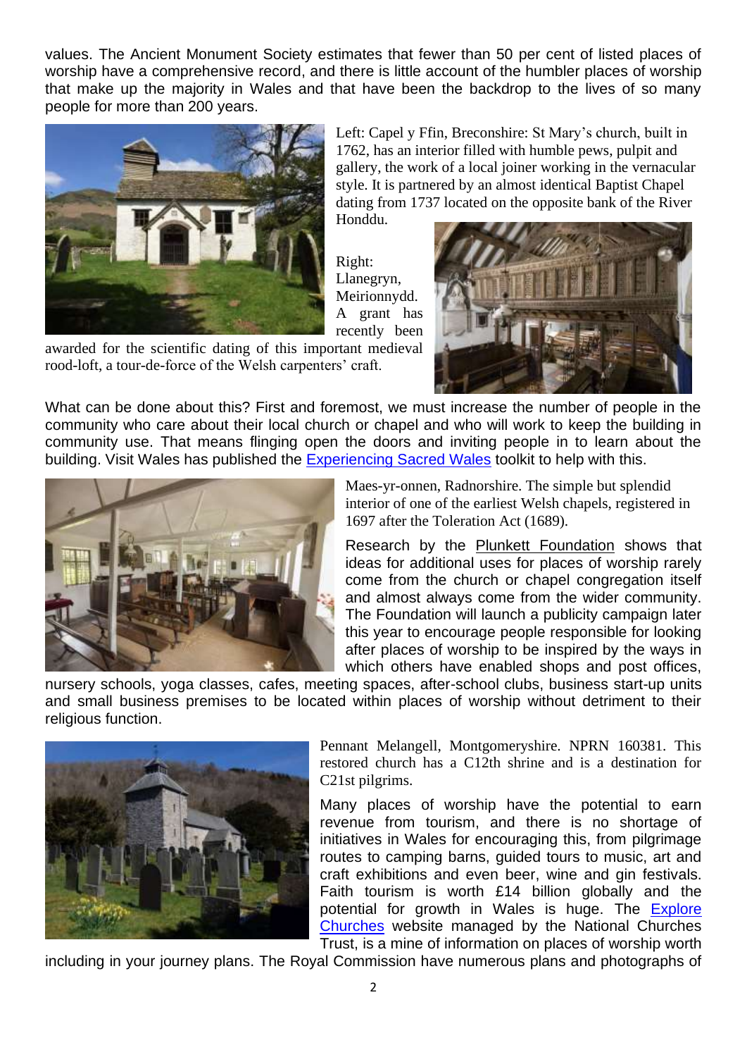values. The Ancient Monument Society estimates that fewer than 50 per cent of listed places of worship have a comprehensive record, and there is little account of the humbler places of worship that make up the majority in Wales and that have been the backdrop to the lives of so many people for more than 200 years.

Left: Capel y Ffin, Breconshire: St Mary's church, built in 1762, has an interior filled with humble pews, pulpit and gallery, the work of a local joiner working in the vernacular style. It is partnered by an almost identical Baptist Chapel dating from 1737 located on the opposite bank of the River Honddu.

Right: Llanegryn, Meirionnydd. A grant has recently been awarded for the scientific dating of this important medieval rood-loft, a tour-de-force of the Welsh carpenters' craft.

What can be done about this? First and foremost, we must increase the number of people in the community who care about their local church or chapel and who will work to keep the building in community use. That means flinging open the doors and inviting people in to learn about the building. Visit Wales has published the Experiencing Sacred Wales toolkit to help with this.

Maes-yr-onnen, Radnorshire. The simple but splendid interior of one of the earliest Welsh chapels, registered in 1697 after the Toleration Act (1689).

Research by the Plunkett Foundation shows that ideas for additional uses for places of worship rarely come from the church or chapel congregation itself and almost always come from the wider community. The Foundation will launch a publicity campaign later this year to encourage people responsible for looking after places of worship to be inspired by the ways in which others have enabled shops and post offices, nursery schools, yoga classes, cafes, meeting spaces, after-school clubs, business start-up units and small business premises to be located within places of worship without detriment to their religious function.

Pennant Melangell, Montgomeryshire. NPRN 160381. This restored church has a C12th shrine and is a destination for C21st pilgrims.

Many places of worship have the potential to earn revenue from tourism, and there is no shortage of initiatives in Wales for encouraging this, from pilgrimage routes to camping barns, guided tours to music, art and craft exhibitions and even beer, wine and gin festivals. Faith tourism is worth £14 billion globally and the potential for growth in Wales is huge. The Explore Churches website managed by the National Churches Trust, is a mine of information on places of worship worth including in your journey plans. The Royal Commission have numerous plans and photographs of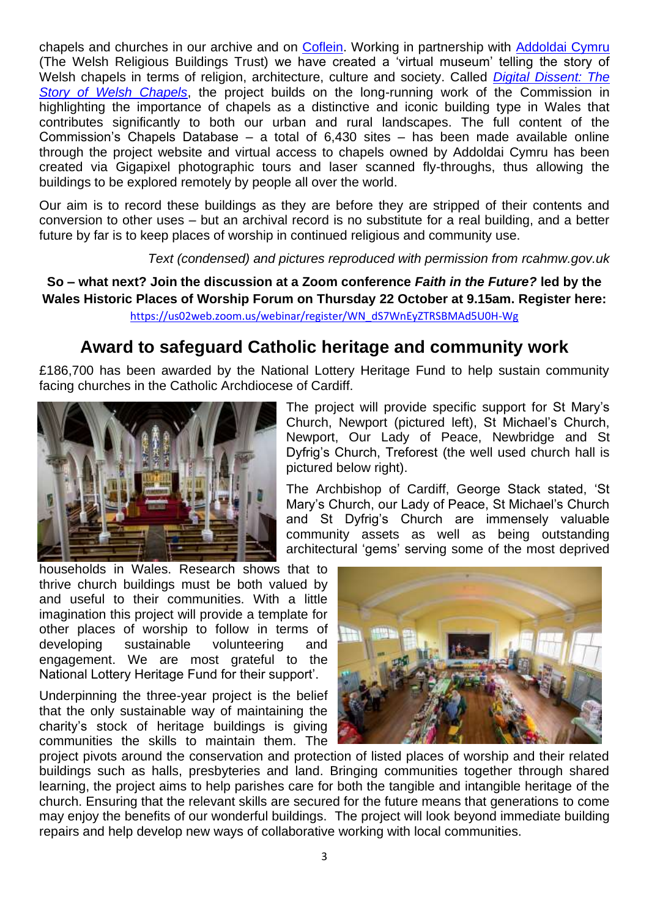chapels and churches in our archive and on Coflein. Working in partnership with Addoldai Cymru (The Welsh Religious Buildings Trust) we have created a 'virtual museum' telling the story of Welsh chapels in terms of religion, architecture, culture and society. Called *Digital Dissent: The Story of Welsh Chapels*, the project builds on the long-running work of the Commission in highlighting the importance of chapels as a distinctive and iconic building type in Wales that contributes significantly to both our urban and rural landscapes. The full content of the Commission's Chapels Database – a total of 6,430 sites – has been made available online through the project website and virtual access to chapels owned by Addoldai Cymru has been created via Gigapixel photographic tours and laser scanned fly-throughs, thus allowing the buildings to be explored remotely by people all over the world.

Our aim is to record these buildings as they are before they are stripped of their contents and conversion to other uses – but an archival record is no substitute for a real building, and a better future by far is to keep places of worship in continued religious and community use.

*Text (condensed) and pictures reproduced with permission from rcahmw.gov.uk*

**So – what next? Join the discussion at a Zoom conference *Faith in the Future?* led by the Wales Historic Places of Worship Forum on Thursday 22 October at 9.15am. Register here:**
https://us02web.zoom.us/webinar/register/WN_dS7WnEyZTRSBMAd5U0H-Wg

## Award to safeguard Catholic heritage and community work

£186,700 has been awarded by the National Lottery Heritage Fund to help sustain community facing churches in the Catholic Archdiocese of Cardiff.

The project will provide specific support for St Mary's Church, Newport (pictured left), St Michael's Church, Newport, Our Lady of Peace, Newbridge and St Dyfrig's Church, Treforest (the well used church hall is pictured below right).

The Archbishop of Cardiff, George Stack stated, 'St Mary's Church, our Lady of Peace, St Michael's Church and St Dyfrig's Church are immensely valuable community assets as well as being outstanding architectural 'gems' serving some of the most deprived households in Wales. Research shows that to thrive church buildings must be both valued by and useful to their communities. With a little imagination this project will provide a template for other places of worship to follow in terms of developing sustainable volunteering and engagement. We are most grateful to the National Lottery Heritage Fund for their support'.

Underpinning the three-year project is the belief that the only sustainable way of maintaining the charity's stock of heritage buildings is giving communities the skills to maintain them. The project pivots around the conservation and protection of listed places of worship and their related buildings such as halls, presbyteries and land. Bringing communities together through shared learning, the project aims to help parishes care for both the tangible and intangible heritage of the church. Ensuring that the relevant skills are secured for the future means that generations to come may enjoy the benefits of our wonderful buildings. The project will look beyond immediate building repairs and help develop new ways of collaborative working with local communities.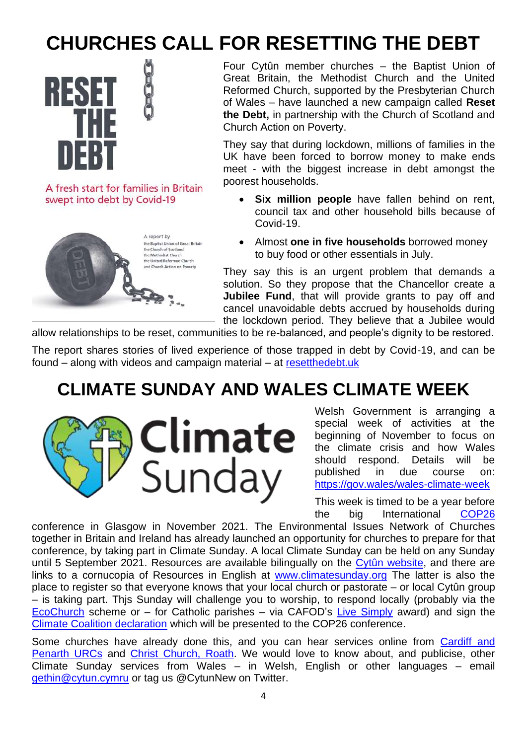# CHURCHES CALL FOR RESETTING THE DEBT

RESET THE DEBT

A fresh start for families in Britain swept into debt by Covid-19

A report by the Baptist Union of Great Britain, the Church of Scotland, the Methodist Church, the United Reformed Church and Church Action on Poverty

Four Cytûn member churches – the Baptist Union of Great Britain, the Methodist Church and the United Reformed Church, supported by the Presbyterian Church of Wales – have launched a new campaign called **Reset the Debt,** in partnership with the Church of Scotland and Church Action on Poverty.

They say that during lockdown, millions of families in the UK have been forced to borrow money to make ends meet - with the biggest increase in debt amongst the poorest households.

- **Six million people** have fallen behind on rent, council tax and other household bills because of Covid-19.
- Almost **one in five households** borrowed money to buy food or other essentials in July.

They say this is an urgent problem that demands a solution. So they propose that the Chancellor create a **Jubilee Fund**, that will provide grants to pay off and cancel unavoidable debts accrued by households during the lockdown period. They believe that a Jubilee would allow relationships to be reset, communities to be re-balanced, and people's dignity to be restored.

The report shares stories of lived experience of those trapped in debt by Covid-19, and can be found – along with videos and campaign material – at resetthedebt.uk

# CLIMATE SUNDAY AND WALES CLIMATE WEEK

Climate Sunday

Welsh Government is arranging a special week of activities at the beginning of November to focus on the climate crisis and how Wales should respond. Details will be published in due course on: https://gov.wales/wales-climate-week

This week is timed to be a year before the big International COP26 conference in Glasgow in November 2021. The Environmental Issues Network of Churches together in Britain and Ireland has already launched an opportunity for churches to prepare for that conference, by taking part in Climate Sunday. A local Climate Sunday can be held on any Sunday until 5 September 2021. Resources are available bilingually on the Cytûn website, and there are links to a cornucopia of Resources in English at www.climatesunday.org The latter is also the place to register so that everyone knows that your local church or pastorate – or local Cytûn group – is taking part. Thjs Sunday will challenge you to worship, to respond locally (probably via the EcoChurch scheme or – for Catholic parishes – via CAFOD's Live Simply award) and sign the Climate Coalition declaration which will be presented to the COP26 conference.

Some churches have already done this, and you can hear services online from Cardiff and Penarth URCs and Christ Church, Roath. We would love to know about, and publicise, other Climate Sunday services from Wales – in Welsh, English or other languages – email gethin@cytun.cymru or tag us @CytunNew on Twitter.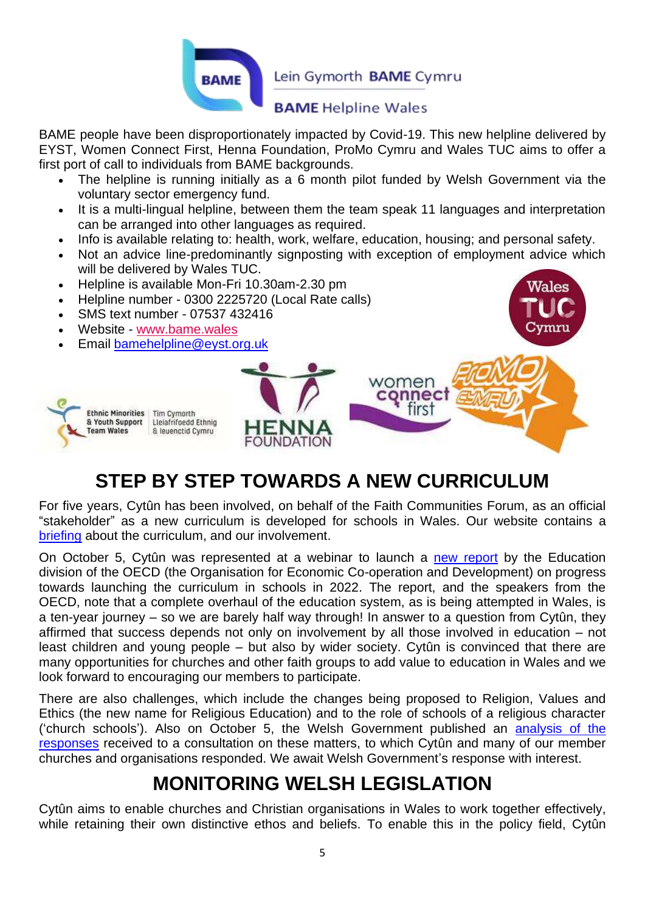Lein Gymorth **BAME** Cymru

**BAME** Helpline Wales

BAME people have been disproportionately impacted by Covid-19. This new helpline delivered by EYST, Women Connect First, Henna Foundation, ProMo Cymru and Wales TUC aims to offer a first port of call to individuals from BAME backgrounds.

- The helpline is running initially as a 6 month pilot funded by Welsh Government via the voluntary sector emergency fund.
- It is a multi-lingual helpline, between them the team speak 11 languages and interpretation can be arranged into other languages as required.
- Info is available relating to: health, work, welfare, education, housing; and personal safety.
- Not an advice line-predominantly signposting with exception of employment advice which will be delivered by Wales TUC.
- Helpline is available Mon-Fri 10.30am-2.30 pm
- Helpline number - 0300 2225720 (Local Rate calls)
- SMS text number - 07537 432416
- Website - www.bame.wales
- Email bamehelpline@eyst.org.uk

## STEP BY STEP TOWARDS A NEW CURRICULUM

For five years, Cytûn has been involved, on behalf of the Faith Communities Forum, as an official "stakeholder" as a new curriculum is developed for schools in Wales. Our website contains a briefing about the curriculum, and our involvement.

On October 5, Cytûn was represented at a webinar to launch a new report by the Education division of the OECD (the Organisation for Economic Co-operation and Development) on progress towards launching the curriculum in schools in 2022. The report, and the speakers from the OECD, note that a complete overhaul of the education system, as is being attempted in Wales, is a ten-year journey – so we are barely half way through! In answer to a question from Cytûn, they affirmed that success depends not only on involvement by all those involved in education – not least children and young people – but also by wider society. Cytûn is convinced that there are many opportunities for churches and other faith groups to add value to education in Wales and we look forward to encouraging our members to participate.

There are also challenges, which include the changes being proposed to Religion, Values and Ethics (the new name for Religious Education) and to the role of schools of a religious character ('church schools'). Also on October 5, the Welsh Government published an analysis of the responses received to a consultation on these matters, to which Cytûn and many of our member churches and organisations responded. We await Welsh Government's response with interest.

## MONITORING WELSH LEGISLATION

Cytûn aims to enable churches and Christian organisations in Wales to work together effectively, while retaining their own distinctive ethos and beliefs. To enable this in the policy field, Cytûn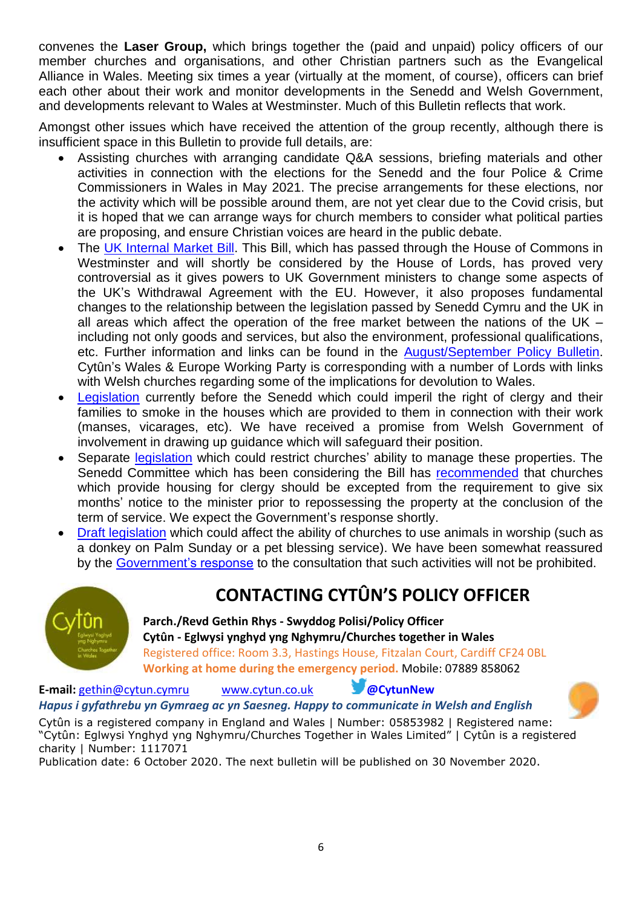convenes the **Laser Group,** which brings together the (paid and unpaid) policy officers of our member churches and organisations, and other Christian partners such as the Evangelical Alliance in Wales. Meeting six times a year (virtually at the moment, of course), officers can brief each other about their work and monitor developments in the Senedd and Welsh Government, and developments relevant to Wales at Westminster. Much of this Bulletin reflects that work.

Amongst other issues which have received the attention of the group recently, although there is insufficient space in this Bulletin to provide full details, are:

- Assisting churches with arranging candidate Q&A sessions, briefing materials and other activities in connection with the elections for the Senedd and the four Police & Crime Commissioners in Wales in May 2021. The precise arrangements for these elections, nor the activity which will be possible around them, are not yet clear due to the Covid crisis, but it is hoped that we can arrange ways for church members to consider what political parties are proposing, and ensure Christian voices are heard in the public debate.
- The UK Internal Market Bill. This Bill, which has passed through the House of Commons in Westminster and will shortly be considered by the House of Lords, has proved very controversial as it gives powers to UK Government ministers to change some aspects of the UK's Withdrawal Agreement with the EU. However, it also proposes fundamental changes to the relationship between the legislation passed by Senedd Cymru and the UK in all areas which affect the operation of the free market between the nations of the UK – including not only goods and services, but also the environment, professional qualifications, etc. Further information and links can be found in the August/September Policy Bulletin. Cytûn's Wales & Europe Working Party is corresponding with a number of Lords with links with Welsh churches regarding some of the implications for devolution to Wales.
- Legislation currently before the Senedd which could imperil the right of clergy and their families to smoke in the houses which are provided to them in connection with their work (manses, vicarages, etc). We have received a promise from Welsh Government of involvement in drawing up guidance which will safeguard their position.
- Separate legislation which could restrict churches' ability to manage these properties. The Senedd Committee which has been considering the Bill has recommended that churches which provide housing for clergy should be excepted from the requirement to give six months' notice to the minister prior to repossessing the property at the conclusion of the term of service. We expect the Government's response shortly.
- Draft legislation which could affect the ability of churches to use animals in worship (such as a donkey on Palm Sunday or a pet blessing service). We have been somewhat reassured by the Government's response to the consultation that such activities will not be prohibited.

## CONTACTING CYTÛN'S POLICY OFFICER

**Parch./Revd Gethin Rhys - Swyddog Polisi/Policy Officer**
**Cytûn - Eglwysi ynghyd yng Nghymru/Churches together in Wales**
Registered office: Room 3.3, Hastings House, Fitzalan Court, Cardiff CF24 0BL
**Working at home during the emergency period.** Mobile: 07889 858062

**E-mail:** gethin@cytun.cymru www.cytun.co.uk **@CytunNew**

***Hapus i gyfathrebu yn Gymraeg ac yn Saesneg. Happy to communicate in Welsh and English***

Cytûn is a registered company in England and Wales | Number: 05853982 | Registered name: "Cytûn: Eglwysi Ynghyd yng Nghymru/Churches Together in Wales Limited" | Cytûn is a registered charity | Number: 1117071

Publication date: 6 October 2020. The next bulletin will be published on 30 November 2020.